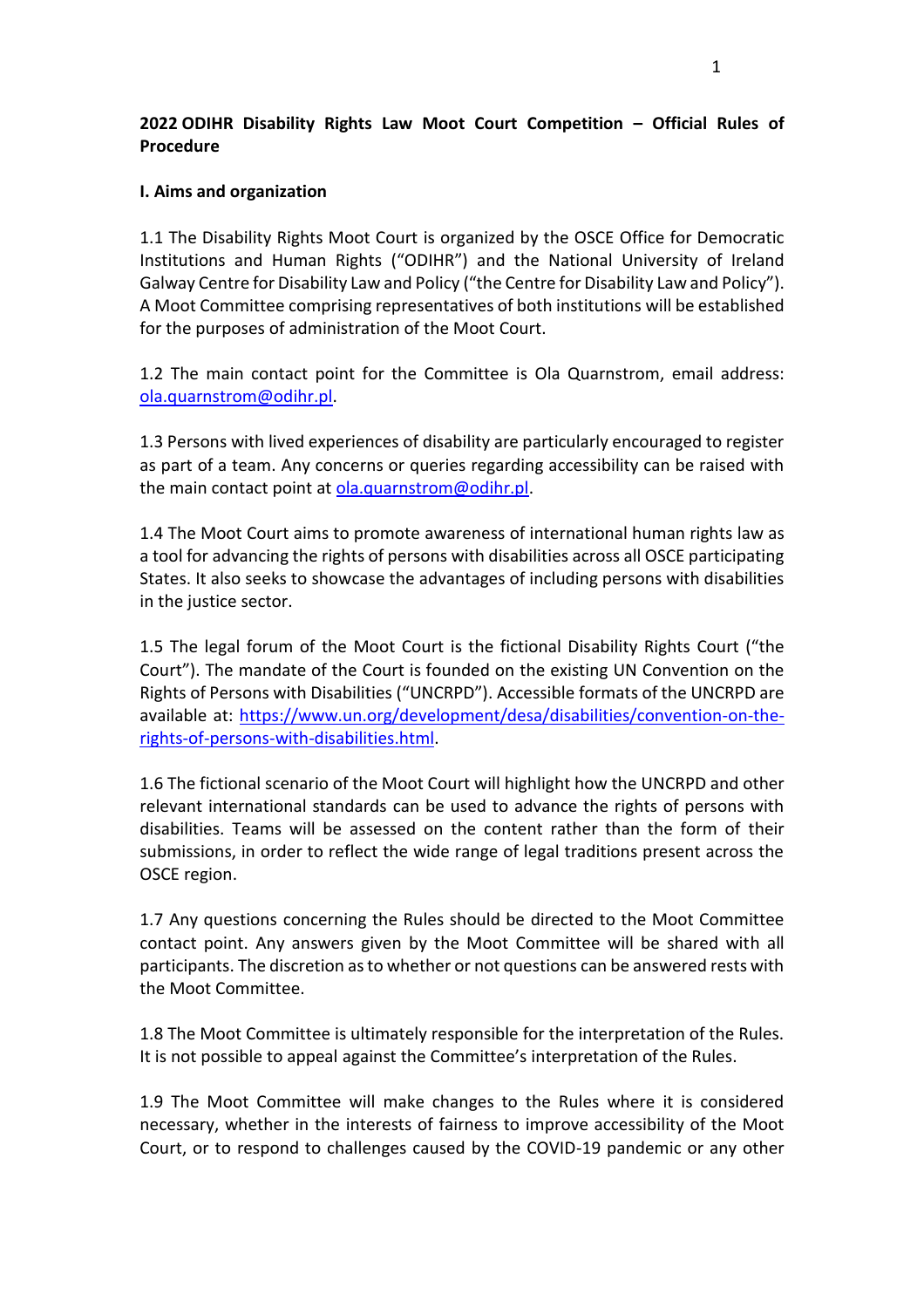**2022 ODIHR Disability Rights Law Moot Court Competition – Official Rules of Procedure**

**I. Aims and organization**

1.1 The Disability Rights Moot Court is organized by the OSCE Office for Democratic Institutions and Human Rights ("ODIHR") and the National University of Ireland Galway Centre for Disability Law and Policy ("the Centre for Disability Law and Policy"). A Moot Committee comprising representatives of both institutions will be established for the purposes of administration of the Moot Court.

1.2 The main contact point for the Committee is Ola Quarnstrom, email address: [ola.quarnstrom@odihr.pl](mailto:ola.quarnstrom@odihr.pl).

1.3 Persons with lived experiences of disability are particularly encouraged to register as part of a team. Any concerns or queries regarding accessibility can be raised with the main contact point at [ola.quarnstrom@odihr.pl](mailto:ola.quarnstrom@odihr.pl).

1.4 The Moot Court aims to promote awareness of international human rights law as a tool for advancing the rights of persons with disabilities across all OSCE participating States. It also seeks to showcase the advantages of including persons with disabilities in the justice sector.

1.5 The legal forum of the Moot Court is the fictional Disability Rights Court ("the Court"). The mandate of the Court is founded on the existing UN Convention on the Rights of Persons with Disabilities ("UNCRPD"). Accessible formats of the UNCRPD are available at: [https://www.un.org/development/desa/disabilities/convention-on-the-rights-of-persons-with-disabilities.html](https://www.un.org/development/desa/disabilities/convention-on-the-rights-of-persons-with-disabilities.html).

1.6 The fictional scenario of the Moot Court will highlight how the UNCRPD and other relevant international standards can be used to advance the rights of persons with disabilities. Teams will be assessed on the content rather than the form of their submissions, in order to reflect the wide range of legal traditions present across the OSCE region.

1.7 Any questions concerning the Rules should be directed to the Moot Committee contact point. Any answers given by the Moot Committee will be shared with all participants. The discretion as to whether or not questions can be answered rests with the Moot Committee.

1.8 The Moot Committee is ultimately responsible for the interpretation of the Rules. It is not possible to appeal against the Committee's interpretation of the Rules.

1.9 The Moot Committee will make changes to the Rules where it is considered necessary, whether in the interests of fairness to improve accessibility of the Moot Court, or to respond to challenges caused by the COVID-19 pandemic or any other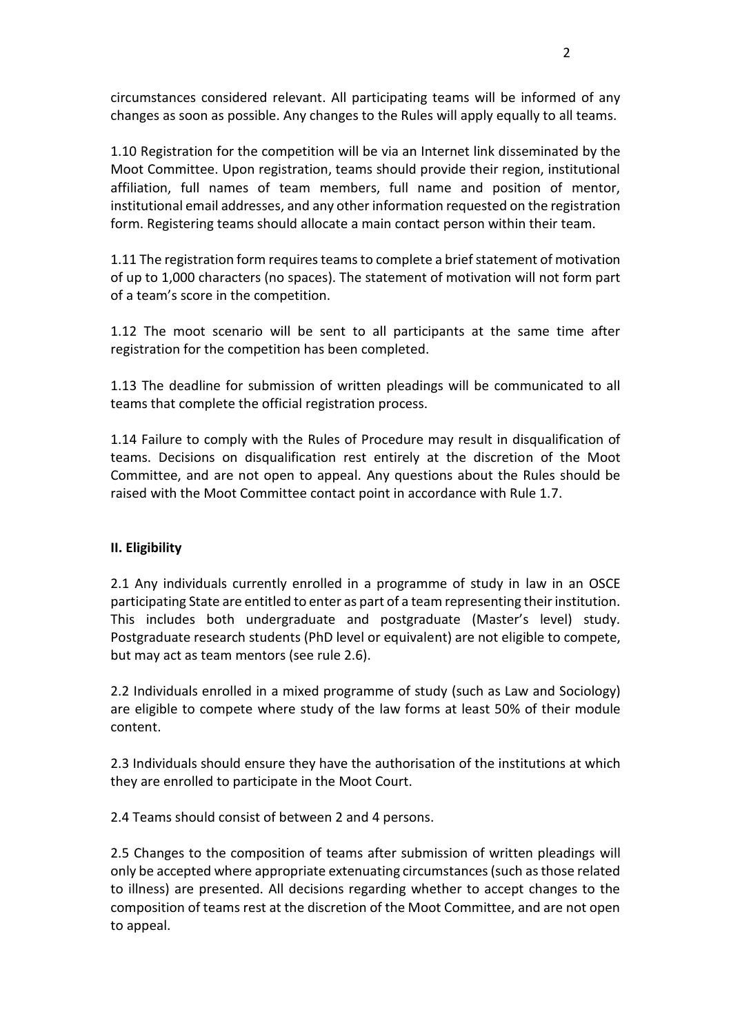circumstances considered relevant. All participating teams will be informed of any changes as soon as possible. Any changes to the Rules will apply equally to all teams.

1.10 Registration for the competition will be via an Internet link disseminated by the Moot Committee. Upon registration, teams should provide their region, institutional affiliation, full names of team members, full name and position of mentor, institutional email addresses, and any other information requested on the registration form. Registering teams should allocate a main contact person within their team.

1.11 The registration form requires teams to complete a brief statement of motivation of up to 1,000 characters (no spaces). The statement of motivation will not form part of a team's score in the competition.

1.12 The moot scenario will be sent to all participants at the same time after registration for the competition has been completed.

1.13 The deadline for submission of written pleadings will be communicated to all teams that complete the official registration process.

1.14 Failure to comply with the Rules of Procedure may result in disqualification of teams. Decisions on disqualification rest entirely at the discretion of the Moot Committee, and are not open to appeal. Any questions about the Rules should be raised with the Moot Committee contact point in accordance with Rule 1.7.

## II. Eligibility

2.1 Any individuals currently enrolled in a programme of study in law in an OSCE participating State are entitled to enter as part of a team representing their institution. This includes both undergraduate and postgraduate (Master's level) study. Postgraduate research students (PhD level or equivalent) are not eligible to compete, but may act as team mentors (see rule 2.6).

2.2 Individuals enrolled in a mixed programme of study (such as Law and Sociology) are eligible to compete where study of the law forms at least 50% of their module content.

2.3 Individuals should ensure they have the authorisation of the institutions at which they are enrolled to participate in the Moot Court.

2.4 Teams should consist of between 2 and 4 persons.

2.5 Changes to the composition of teams after submission of written pleadings will only be accepted where appropriate extenuating circumstances (such as those related to illness) are presented. All decisions regarding whether to accept changes to the composition of teams rest at the discretion of the Moot Committee, and are not open to appeal.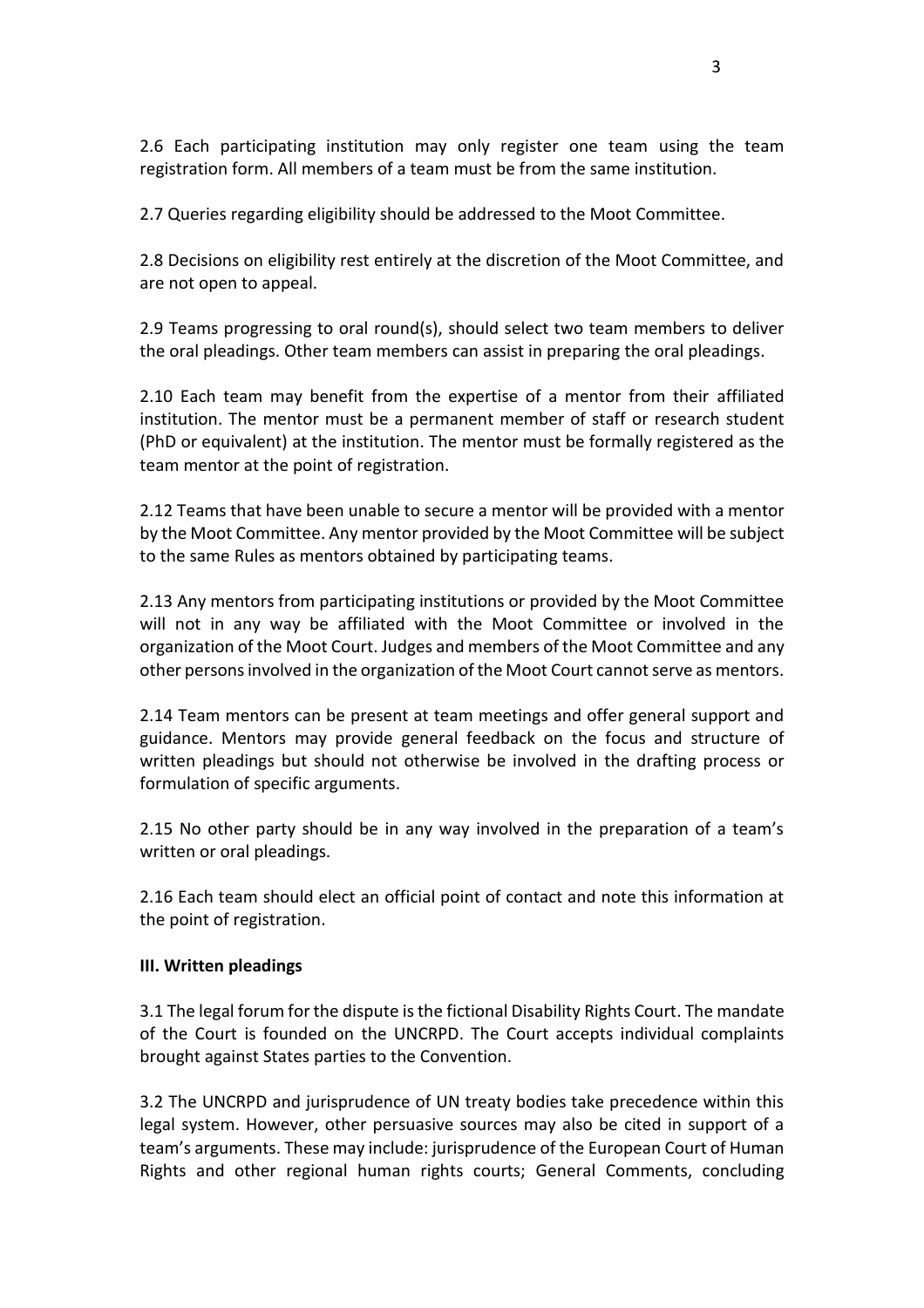2.6 Each participating institution may only register one team using the team registration form. All members of a team must be from the same institution.

2.7 Queries regarding eligibility should be addressed to the Moot Committee.

2.8 Decisions on eligibility rest entirely at the discretion of the Moot Committee, and are not open to appeal.

2.9 Teams progressing to oral round(s), should select two team members to deliver the oral pleadings. Other team members can assist in preparing the oral pleadings.

2.10 Each team may benefit from the expertise of a mentor from their affiliated institution. The mentor must be a permanent member of staff or research student (PhD or equivalent) at the institution. The mentor must be formally registered as the team mentor at the point of registration.

2.12 Teams that have been unable to secure a mentor will be provided with a mentor by the Moot Committee. Any mentor provided by the Moot Committee will be subject to the same Rules as mentors obtained by participating teams.

2.13 Any mentors from participating institutions or provided by the Moot Committee will not in any way be affiliated with the Moot Committee or involved in the organization of the Moot Court. Judges and members of the Moot Committee and any other persons involved in the organization of the Moot Court cannot serve as mentors.

2.14 Team mentors can be present at team meetings and offer general support and guidance. Mentors may provide general feedback on the focus and structure of written pleadings but should not otherwise be involved in the drafting process or formulation of specific arguments.

2.15 No other party should be in any way involved in the preparation of a team's written or oral pleadings.

2.16 Each team should elect an official point of contact and note this information at the point of registration.

**III. Written pleadings**

3.1 The legal forum for the dispute is the fictional Disability Rights Court. The mandate of the Court is founded on the UNCRPD. The Court accepts individual complaints brought against States parties to the Convention.

3.2 The UNCRPD and jurisprudence of UN treaty bodies take precedence within this legal system. However, other persuasive sources may also be cited in support of a team's arguments. These may include: jurisprudence of the European Court of Human Rights and other regional human rights courts; General Comments, concluding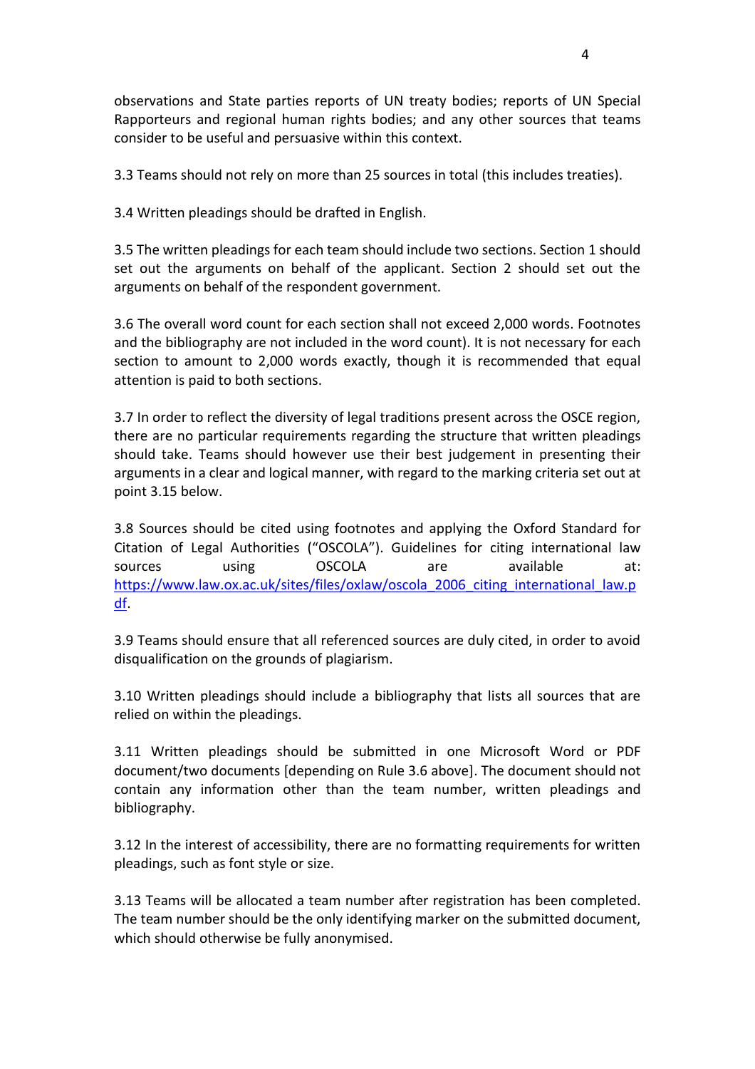observations and State parties reports of UN treaty bodies; reports of UN Special Rapporteurs and regional human rights bodies; and any other sources that teams consider to be useful and persuasive within this context.

3.3 Teams should not rely on more than 25 sources in total (this includes treaties).

3.4 Written pleadings should be drafted in English.

3.5 The written pleadings for each team should include two sections. Section 1 should set out the arguments on behalf of the applicant. Section 2 should set out the arguments on behalf of the respondent government.

3.6 The overall word count for each section shall not exceed 2,000 words. Footnotes and the bibliography are not included in the word count). It is not necessary for each section to amount to 2,000 words exactly, though it is recommended that equal attention is paid to both sections.

3.7 In order to reflect the diversity of legal traditions present across the OSCE region, there are no particular requirements regarding the structure that written pleadings should take. Teams should however use their best judgement in presenting their arguments in a clear and logical manner, with regard to the marking criteria set out at point 3.15 below.

3.8 Sources should be cited using footnotes and applying the Oxford Standard for Citation of Legal Authorities ("OSCOLA"). Guidelines for citing international law sources using OSCOLA are available at: [https://www.law.ox.ac.uk/sites/files/oxlaw/oscola_2006_citing_international_law.pdf](https://www.law.ox.ac.uk/sites/files/oxlaw/oscola_2006_citing_international_law.pdf).

3.9 Teams should ensure that all referenced sources are duly cited, in order to avoid disqualification on the grounds of plagiarism.

3.10 Written pleadings should include a bibliography that lists all sources that are relied on within the pleadings.

3.11 Written pleadings should be submitted in one Microsoft Word or PDF document/two documents [depending on Rule 3.6 above]. The document should not contain any information other than the team number, written pleadings and bibliography.

3.12 In the interest of accessibility, there are no formatting requirements for written pleadings, such as font style or size.

3.13 Teams will be allocated a team number after registration has been completed. The team number should be the only identifying marker on the submitted document, which should otherwise be fully anonymised.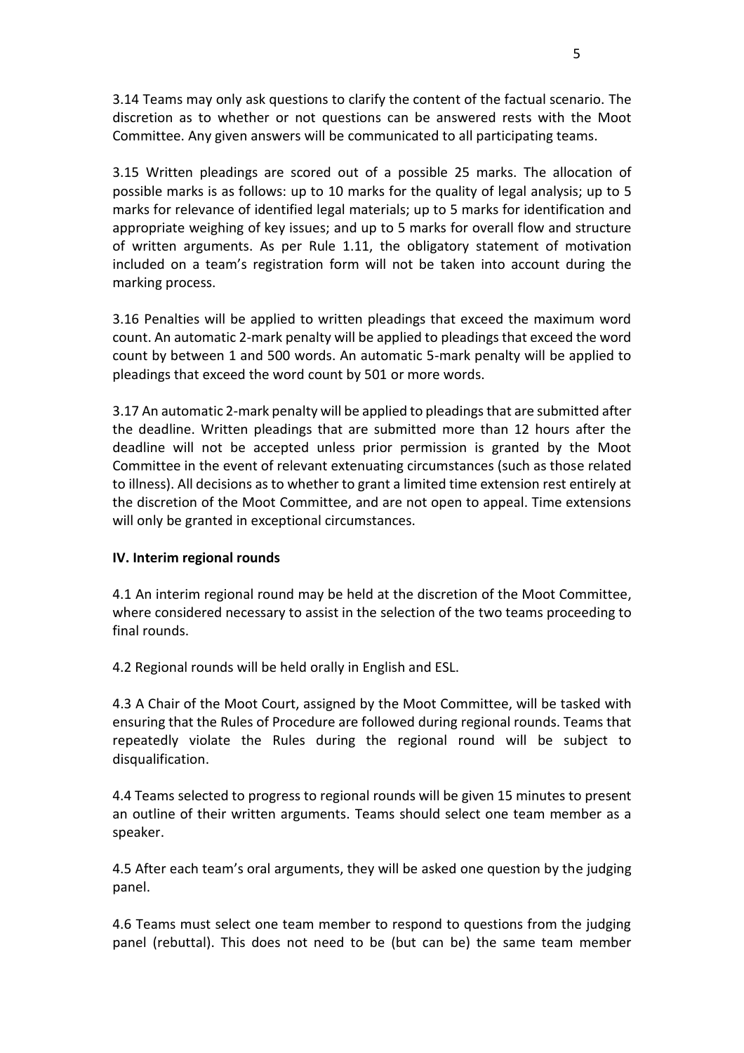3.14 Teams may only ask questions to clarify the content of the factual scenario. The discretion as to whether or not questions can be answered rests with the Moot Committee. Any given answers will be communicated to all participating teams.

3.15 Written pleadings are scored out of a possible 25 marks. The allocation of possible marks is as follows: up to 10 marks for the quality of legal analysis; up to 5 marks for relevance of identified legal materials; up to 5 marks for identification and appropriate weighing of key issues; and up to 5 marks for overall flow and structure of written arguments. As per Rule 1.11, the obligatory statement of motivation included on a team's registration form will not be taken into account during the marking process.

3.16 Penalties will be applied to written pleadings that exceed the maximum word count. An automatic 2-mark penalty will be applied to pleadings that exceed the word count by between 1 and 500 words. An automatic 5-mark penalty will be applied to pleadings that exceed the word count by 501 or more words.

3.17 An automatic 2-mark penalty will be applied to pleadings that are submitted after the deadline. Written pleadings that are submitted more than 12 hours after the deadline will not be accepted unless prior permission is granted by the Moot Committee in the event of relevant extenuating circumstances (such as those related to illness). All decisions as to whether to grant a limited time extension rest entirely at the discretion of the Moot Committee, and are not open to appeal. Time extensions will only be granted in exceptional circumstances.

## IV. Interim regional rounds

4.1 An interim regional round may be held at the discretion of the Moot Committee, where considered necessary to assist in the selection of the two teams proceeding to final rounds.

4.2 Regional rounds will be held orally in English and ESL.

4.3 A Chair of the Moot Court, assigned by the Moot Committee, will be tasked with ensuring that the Rules of Procedure are followed during regional rounds. Teams that repeatedly violate the Rules during the regional round will be subject to disqualification.

4.4 Teams selected to progress to regional rounds will be given 15 minutes to present an outline of their written arguments. Teams should select one team member as a speaker.

4.5 After each team's oral arguments, they will be asked one question by the judging panel.

4.6 Teams must select one team member to respond to questions from the judging panel (rebuttal). This does not need to be (but can be) the same team member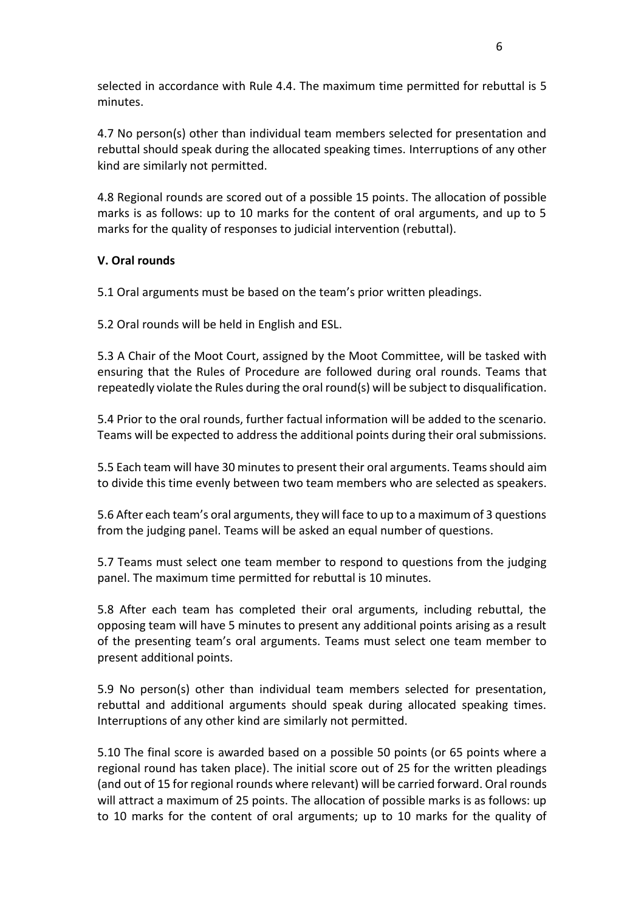selected in accordance with Rule 4.4. The maximum time permitted for rebuttal is 5 minutes.

4.7 No person(s) other than individual team members selected for presentation and rebuttal should speak during the allocated speaking times. Interruptions of any other kind are similarly not permitted.

4.8 Regional rounds are scored out of a possible 15 points. The allocation of possible marks is as follows: up to 10 marks for the content of oral arguments, and up to 5 marks for the quality of responses to judicial intervention (rebuttal).

**V. Oral rounds**

5.1 Oral arguments must be based on the team's prior written pleadings.

5.2 Oral rounds will be held in English and ESL.

5.3 A Chair of the Moot Court, assigned by the Moot Committee, will be tasked with ensuring that the Rules of Procedure are followed during oral rounds. Teams that repeatedly violate the Rules during the oral round(s) will be subject to disqualification.

5.4 Prior to the oral rounds, further factual information will be added to the scenario. Teams will be expected to address the additional points during their oral submissions.

5.5 Each team will have 30 minutes to present their oral arguments. Teams should aim to divide this time evenly between two team members who are selected as speakers.

5.6 After each team's oral arguments, they will face to up to a maximum of 3 questions from the judging panel. Teams will be asked an equal number of questions.

5.7 Teams must select one team member to respond to questions from the judging panel. The maximum time permitted for rebuttal is 10 minutes.

5.8 After each team has completed their oral arguments, including rebuttal, the opposing team will have 5 minutes to present any additional points arising as a result of the presenting team's oral arguments. Teams must select one team member to present additional points.

5.9 No person(s) other than individual team members selected for presentation, rebuttal and additional arguments should speak during allocated speaking times. Interruptions of any other kind are similarly not permitted.

5.10 The final score is awarded based on a possible 50 points (or 65 points where a regional round has taken place). The initial score out of 25 for the written pleadings (and out of 15 for regional rounds where relevant) will be carried forward. Oral rounds will attract a maximum of 25 points. The allocation of possible marks is as follows: up to 10 marks for the content of oral arguments; up to 10 marks for the quality of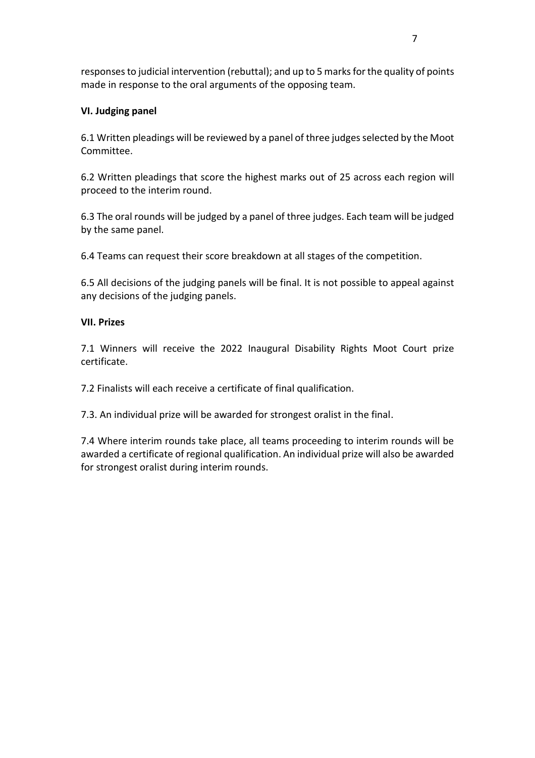responses to judicial intervention (rebuttal); and up to 5 marks for the quality of points made in response to the oral arguments of the opposing team.

**VI. Judging panel**

6.1 Written pleadings will be reviewed by a panel of three judges selected by the Moot Committee.

6.2 Written pleadings that score the highest marks out of 25 across each region will proceed to the interim round.

6.3 The oral rounds will be judged by a panel of three judges. Each team will be judged by the same panel.

6.4 Teams can request their score breakdown at all stages of the competition.

6.5 All decisions of the judging panels will be final. It is not possible to appeal against any decisions of the judging panels.

**VII. Prizes**

7.1 Winners will receive the 2022 Inaugural Disability Rights Moot Court prize certificate.

7.2 Finalists will each receive a certificate of final qualification.

7.3. An individual prize will be awarded for strongest oralist in the final.

7.4 Where interim rounds take place, all teams proceeding to interim rounds will be awarded a certificate of regional qualification. An individual prize will also be awarded for strongest oralist during interim rounds.